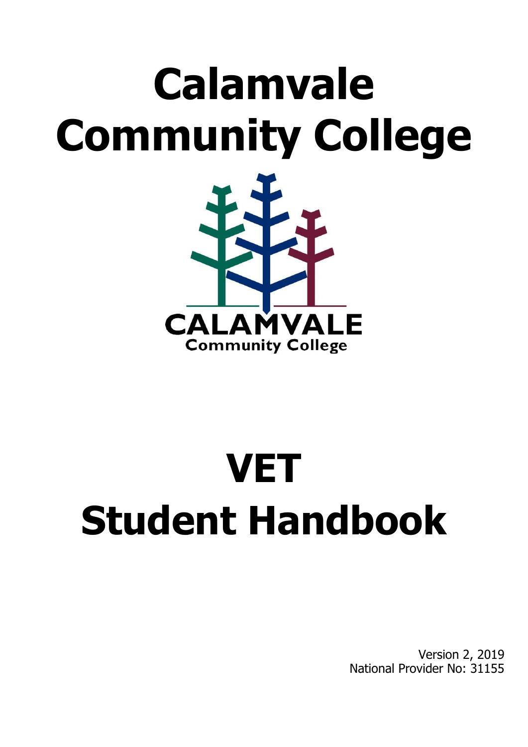# Calamvale Community College

CALAMVALE Community College

# VET Student Handbook

Version 2, 2019
National Provider No: 31155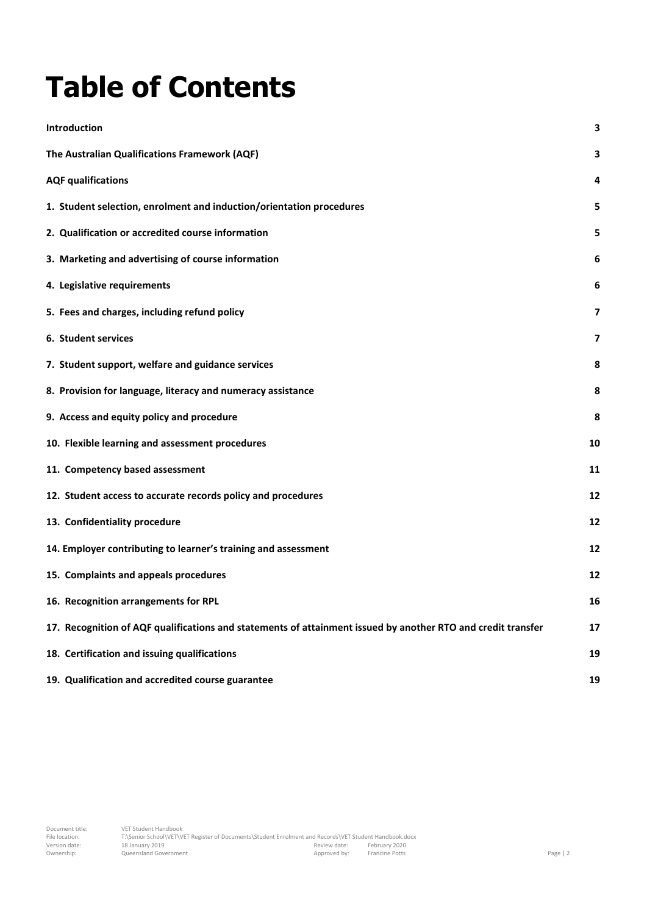# Table of Contents

| | |
|---|---|
| **Introduction** | **3** |
| **The Australian Qualifications Framework (AQF)** | **3** |
| **AQF qualifications** | **4** |
| **1. Student selection, enrolment and induction/orientation procedures** | **5** |
| **2. Qualification or accredited course information** | **5** |
| **3. Marketing and advertising of course information** | **6** |
| **4. Legislative requirements** | **6** |
| **5. Fees and charges, including refund policy** | **7** |
| **6. Student services** | **7** |
| **7. Student support, welfare and guidance services** | **8** |
| **8. Provision for language, literacy and numeracy assistance** | **8** |
| **9. Access and equity policy and procedure** | **8** |
| **10. Flexible learning and assessment procedures** | **10** |
| **11. Competency based assessment** | **11** |
| **12. Student access to accurate records policy and procedures** | **12** |
| **13. Confidentiality procedure** | **12** |
| **14. Employer contributing to learner's training and assessment** | **12** |
| **15. Complaints and appeals procedures** | **12** |
| **16. Recognition arrangements for RPL** | **16** |
| **17. Recognition of AQF qualifications and statements of attainment issued by another RTO and credit transfer** | **17** |
| **18. Certification and issuing qualifications** | **19** |
| **19. Qualification and accredited course guarantee** | **19** |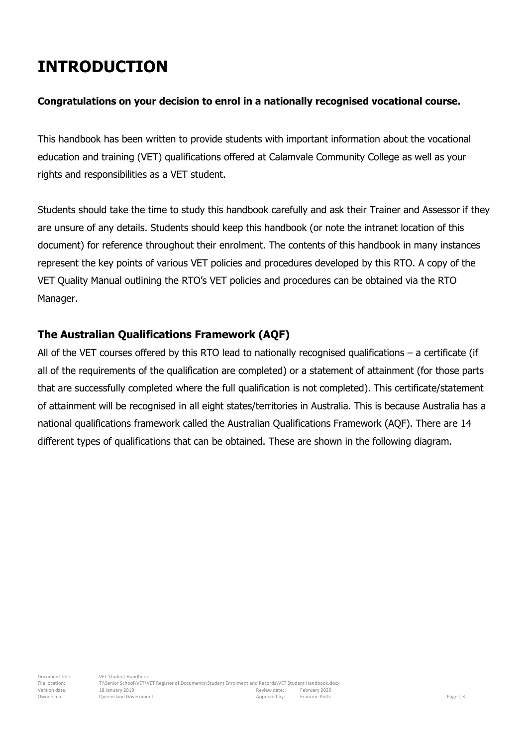# INTRODUCTION

**Congratulations on your decision to enrol in a nationally recognised vocational course.**

This handbook has been written to provide students with important information about the vocational education and training (VET) qualifications offered at Calamvale Community College as well as your rights and responsibilities as a VET student.

Students should take the time to study this handbook carefully and ask their Trainer and Assessor if they are unsure of any details. Students should keep this handbook (or note the intranet location of this document) for reference throughout their enrolment. The contents of this handbook in many instances represent the key points of various VET policies and procedures developed by this RTO. A copy of the VET Quality Manual outlining the RTO's VET policies and procedures can be obtained via the RTO Manager.

## The Australian Qualifications Framework (AQF)

All of the VET courses offered by this RTO lead to nationally recognised qualifications – a certificate (if all of the requirements of the qualification are completed) or a statement of attainment (for those parts that are successfully completed where the full qualification is not completed). This certificate/statement of attainment will be recognised in all eight states/territories in Australia. This is because Australia has a national qualifications framework called the Australian Qualifications Framework (AQF). There are 14 different types of qualifications that can be obtained. These are shown in the following diagram.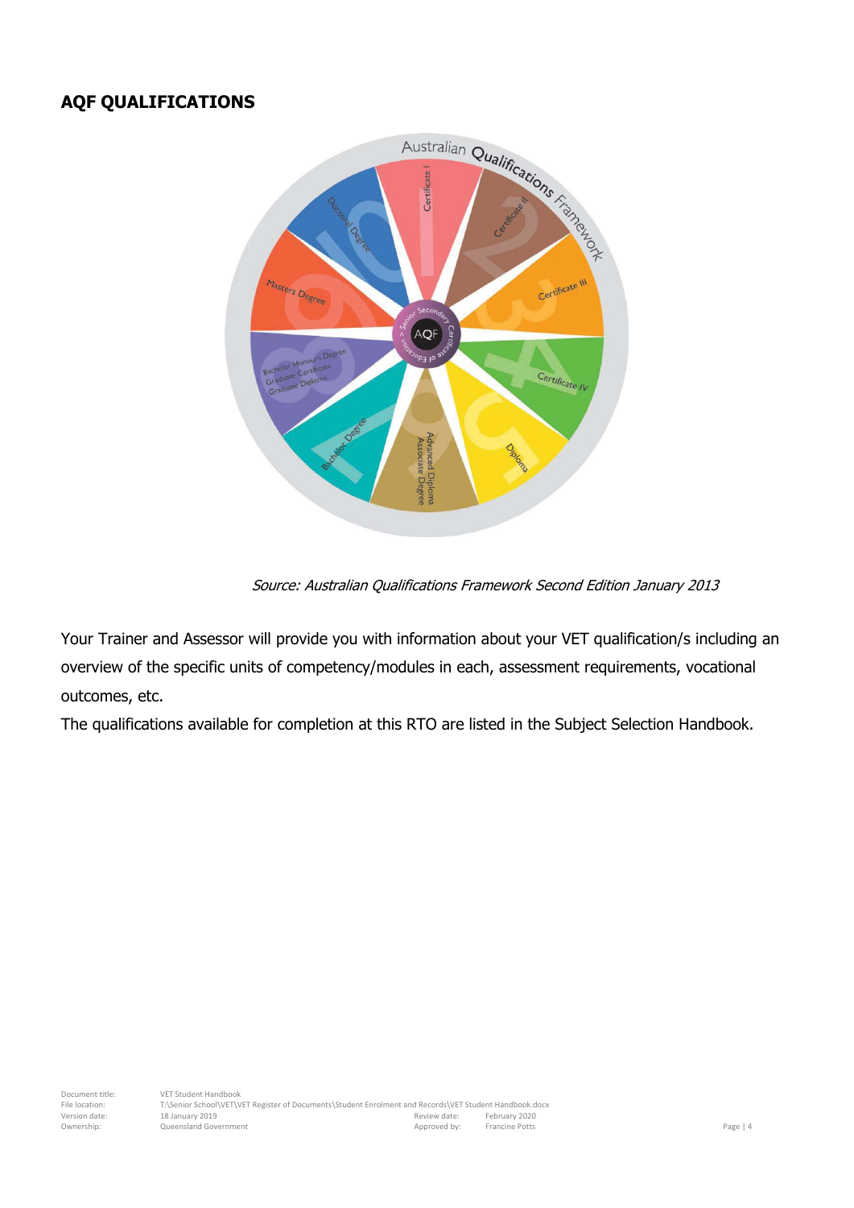## AQF QUALIFICATIONS

*Source: Australian Qualifications Framework Second Edition January 2013*

Your Trainer and Assessor will provide you with information about your VET qualification/s including an overview of the specific units of competency/modules in each, assessment requirements, vocational outcomes, etc.

The qualifications available for completion at this RTO are listed in the Subject Selection Handbook.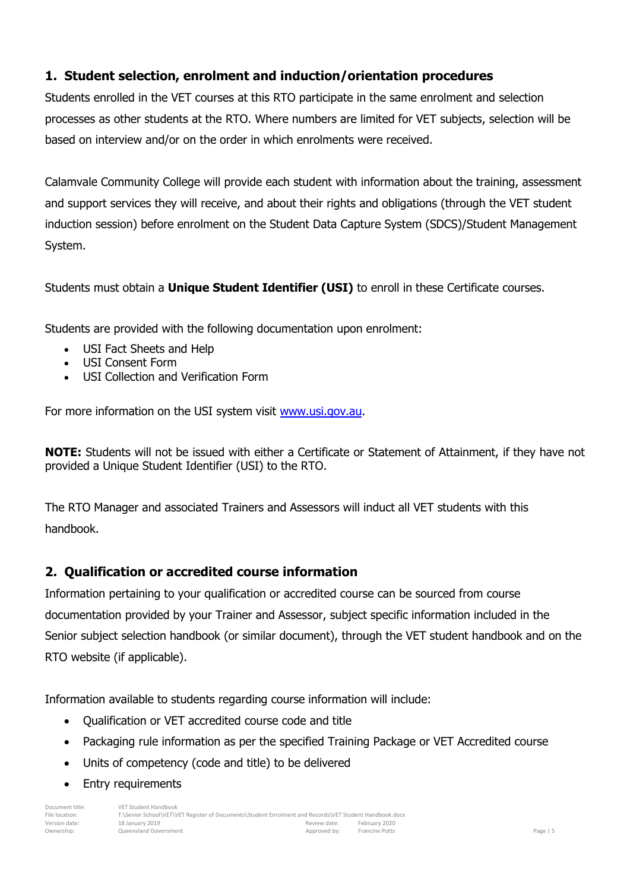## 1. Student selection, enrolment and induction/orientation procedures

Students enrolled in the VET courses at this RTO participate in the same enrolment and selection processes as other students at the RTO. Where numbers are limited for VET subjects, selection will be based on interview and/or on the order in which enrolments were received.

Calamvale Community College will provide each student with information about the training, assessment and support services they will receive, and about their rights and obligations (through the VET student induction session) before enrolment on the Student Data Capture System (SDCS)/Student Management System.

Students must obtain a **Unique Student Identifier (USI)** to enroll in these Certificate courses.

Students are provided with the following documentation upon enrolment:

- USI Fact Sheets and Help
- USI Consent Form
- USI Collection and Verification Form

For more information on the USI system visit [www.usi.gov.au](http://www.usi.gov.au).

**NOTE:** Students will not be issued with either a Certificate or Statement of Attainment, if they have not provided a Unique Student Identifier (USI) to the RTO.

The RTO Manager and associated Trainers and Assessors will induct all VET students with this handbook.

## 2. Qualification or accredited course information

Information pertaining to your qualification or accredited course can be sourced from course documentation provided by your Trainer and Assessor, subject specific information included in the Senior subject selection handbook (or similar document), through the VET student handbook and on the RTO website (if applicable).

Information available to students regarding course information will include:

- Qualification or VET accredited course code and title
- Packaging rule information as per the specified Training Package or VET Accredited course
- Units of competency (code and title) to be delivered
- Entry requirements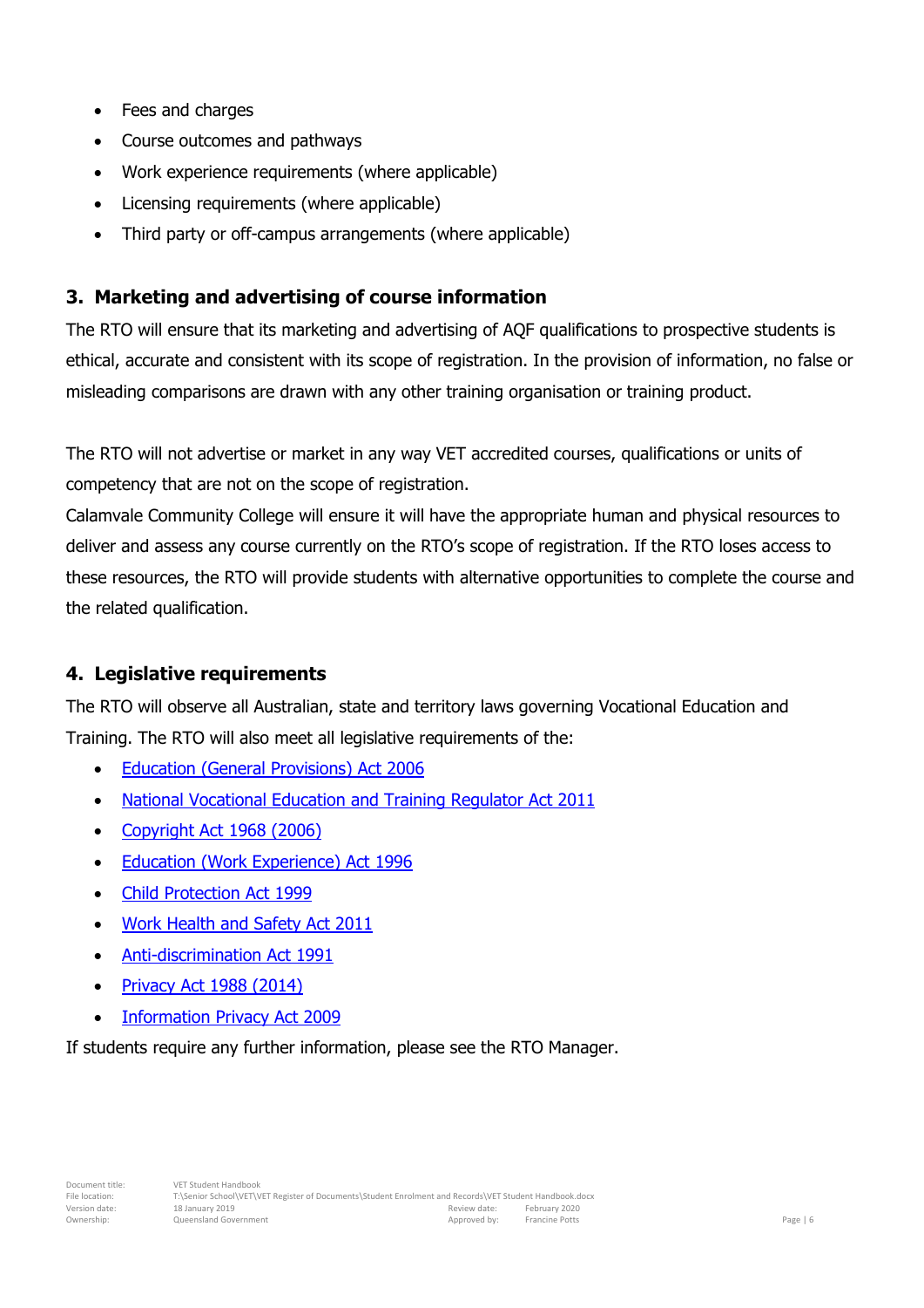- Fees and charges
- Course outcomes and pathways
- Work experience requirements (where applicable)
- Licensing requirements (where applicable)
- Third party or off-campus arrangements (where applicable)

## 3. Marketing and advertising of course information

The RTO will ensure that its marketing and advertising of AQF qualifications to prospective students is ethical, accurate and consistent with its scope of registration. In the provision of information, no false or misleading comparisons are drawn with any other training organisation or training product.

The RTO will not advertise or market in any way VET accredited courses, qualifications or units of competency that are not on the scope of registration.

Calamvale Community College will ensure it will have the appropriate human and physical resources to deliver and assess any course currently on the RTO's scope of registration. If the RTO loses access to these resources, the RTO will provide students with alternative opportunities to complete the course and the related qualification.

## 4. Legislative requirements

The RTO will observe all Australian, state and territory laws governing Vocational Education and Training. The RTO will also meet all legislative requirements of the:

- Education (General Provisions) Act 2006
- National Vocational Education and Training Regulator Act 2011
- Copyright Act 1968 (2006)
- Education (Work Experience) Act 1996
- Child Protection Act 1999
- Work Health and Safety Act 2011
- Anti-discrimination Act 1991
- Privacy Act 1988 (2014)
- Information Privacy Act 2009

If students require any further information, please see the RTO Manager.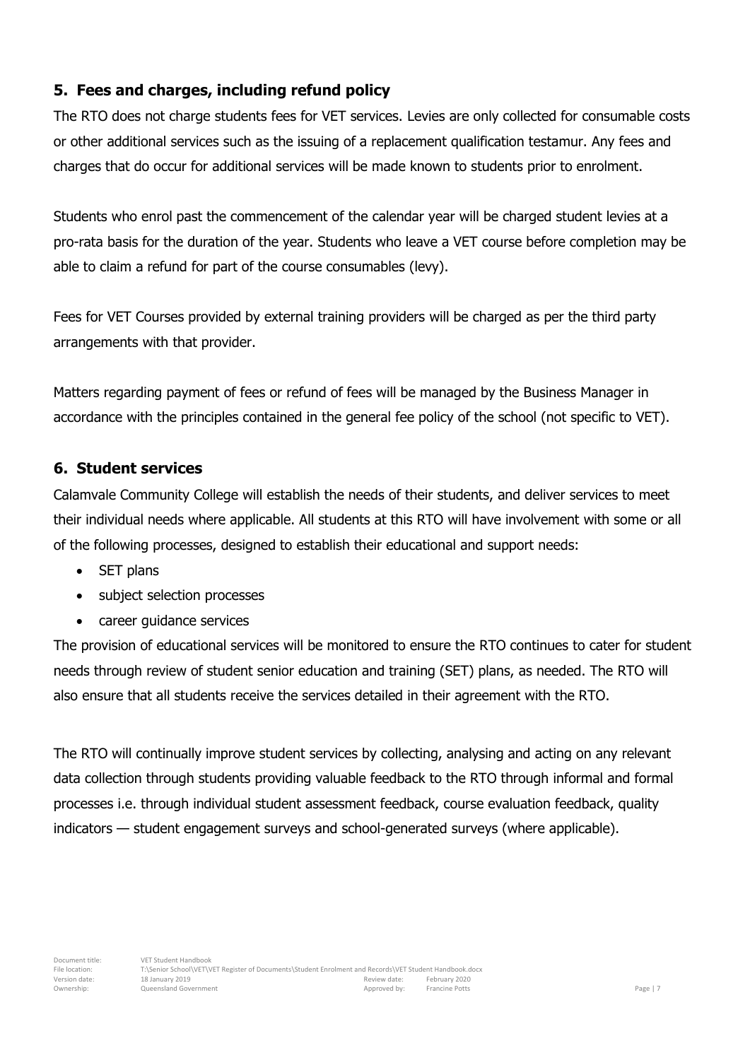## 5. Fees and charges, including refund policy

The RTO does not charge students fees for VET services. Levies are only collected for consumable costs or other additional services such as the issuing of a replacement qualification testamur. Any fees and charges that do occur for additional services will be made known to students prior to enrolment.

Students who enrol past the commencement of the calendar year will be charged student levies at a pro-rata basis for the duration of the year. Students who leave a VET course before completion may be able to claim a refund for part of the course consumables (levy).

Fees for VET Courses provided by external training providers will be charged as per the third party arrangements with that provider.

Matters regarding payment of fees or refund of fees will be managed by the Business Manager in accordance with the principles contained in the general fee policy of the school (not specific to VET).

## 6. Student services

Calamvale Community College will establish the needs of their students, and deliver services to meet their individual needs where applicable. All students at this RTO will have involvement with some or all of the following processes, designed to establish their educational and support needs:

- SET plans
- subject selection processes
- career guidance services

The provision of educational services will be monitored to ensure the RTO continues to cater for student needs through review of student senior education and training (SET) plans, as needed. The RTO will also ensure that all students receive the services detailed in their agreement with the RTO.

The RTO will continually improve student services by collecting, analysing and acting on any relevant data collection through students providing valuable feedback to the RTO through informal and formal processes i.e. through individual student assessment feedback, course evaluation feedback, quality indicators — student engagement surveys and school-generated surveys (where applicable).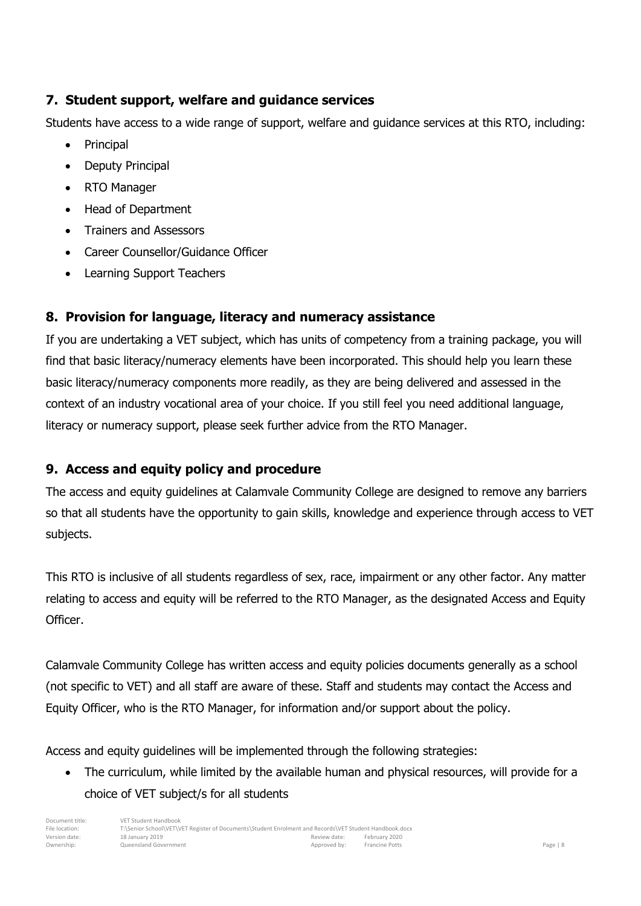## 7. Student support, welfare and guidance services

Students have access to a wide range of support, welfare and guidance services at this RTO, including:

- Principal
- Deputy Principal
- RTO Manager
- Head of Department
- Trainers and Assessors
- Career Counsellor/Guidance Officer
- Learning Support Teachers

## 8. Provision for language, literacy and numeracy assistance

If you are undertaking a VET subject, which has units of competency from a training package, you will find that basic literacy/numeracy elements have been incorporated. This should help you learn these basic literacy/numeracy components more readily, as they are being delivered and assessed in the context of an industry vocational area of your choice. If you still feel you need additional language, literacy or numeracy support, please seek further advice from the RTO Manager.

## 9. Access and equity policy and procedure

The access and equity guidelines at Calamvale Community College are designed to remove any barriers so that all students have the opportunity to gain skills, knowledge and experience through access to VET subjects.

This RTO is inclusive of all students regardless of sex, race, impairment or any other factor. Any matter relating to access and equity will be referred to the RTO Manager, as the designated Access and Equity Officer.

Calamvale Community College has written access and equity policies documents generally as a school (not specific to VET) and all staff are aware of these. Staff and students may contact the Access and Equity Officer, who is the RTO Manager, for information and/or support about the policy.

Access and equity guidelines will be implemented through the following strategies:

- The curriculum, while limited by the available human and physical resources, will provide for a choice of VET subject/s for all students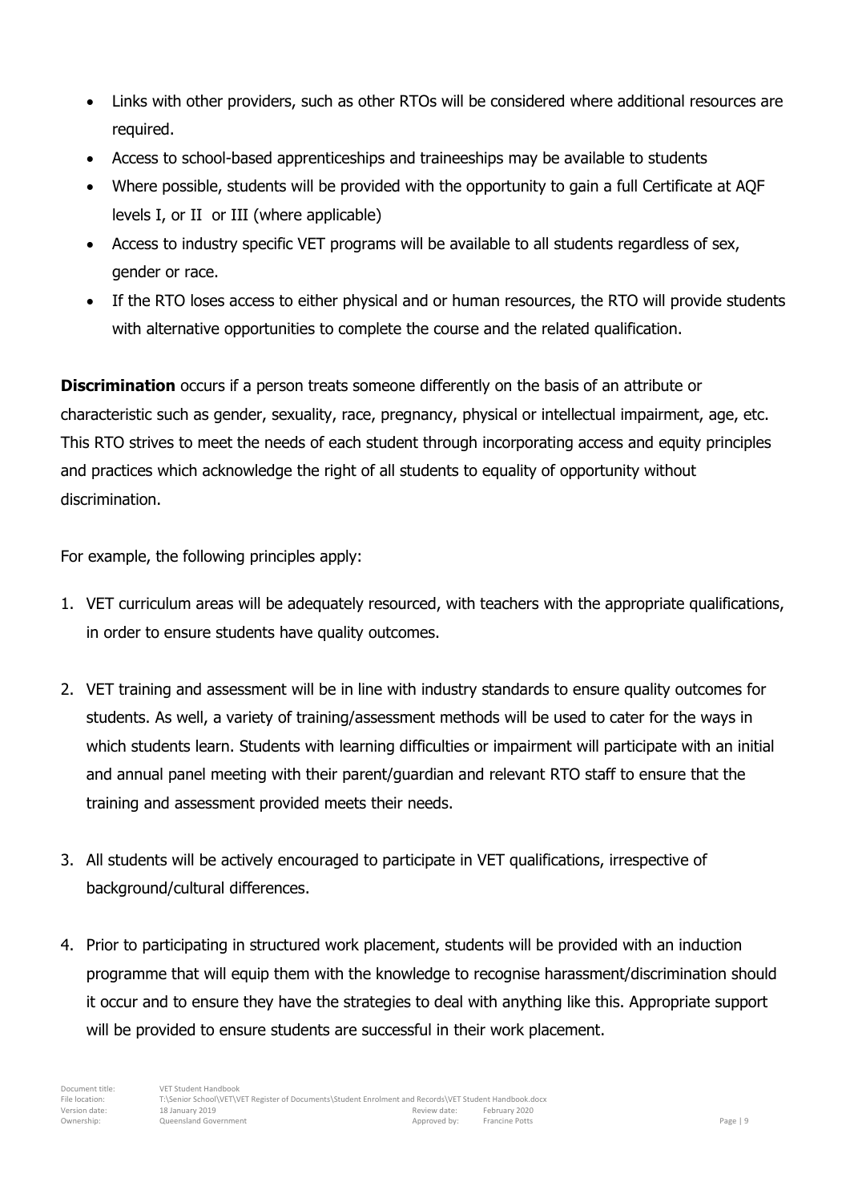- Links with other providers, such as other RTOs will be considered where additional resources are required.
- Access to school-based apprenticeships and traineeships may be available to students
- Where possible, students will be provided with the opportunity to gain a full Certificate at AQF levels I, or II  or III (where applicable)
- Access to industry specific VET programs will be available to all students regardless of sex, gender or race.
- If the RTO loses access to either physical and or human resources, the RTO will provide students with alternative opportunities to complete the course and the related qualification.

**Discrimination** occurs if a person treats someone differently on the basis of an attribute or characteristic such as gender, sexuality, race, pregnancy, physical or intellectual impairment, age, etc. This RTO strives to meet the needs of each student through incorporating access and equity principles and practices which acknowledge the right of all students to equality of opportunity without discrimination.

For example, the following principles apply:

1. VET curriculum areas will be adequately resourced, with teachers with the appropriate qualifications, in order to ensure students have quality outcomes.

2. VET training and assessment will be in line with industry standards to ensure quality outcomes for students. As well, a variety of training/assessment methods will be used to cater for the ways in which students learn. Students with learning difficulties or impairment will participate with an initial and annual panel meeting with their parent/guardian and relevant RTO staff to ensure that the training and assessment provided meets their needs.

3. All students will be actively encouraged to participate in VET qualifications, irrespective of background/cultural differences.

4. Prior to participating in structured work placement, students will be provided with an induction programme that will equip them with the knowledge to recognise harassment/discrimination should it occur and to ensure they have the strategies to deal with anything like this. Appropriate support will be provided to ensure students are successful in their work placement.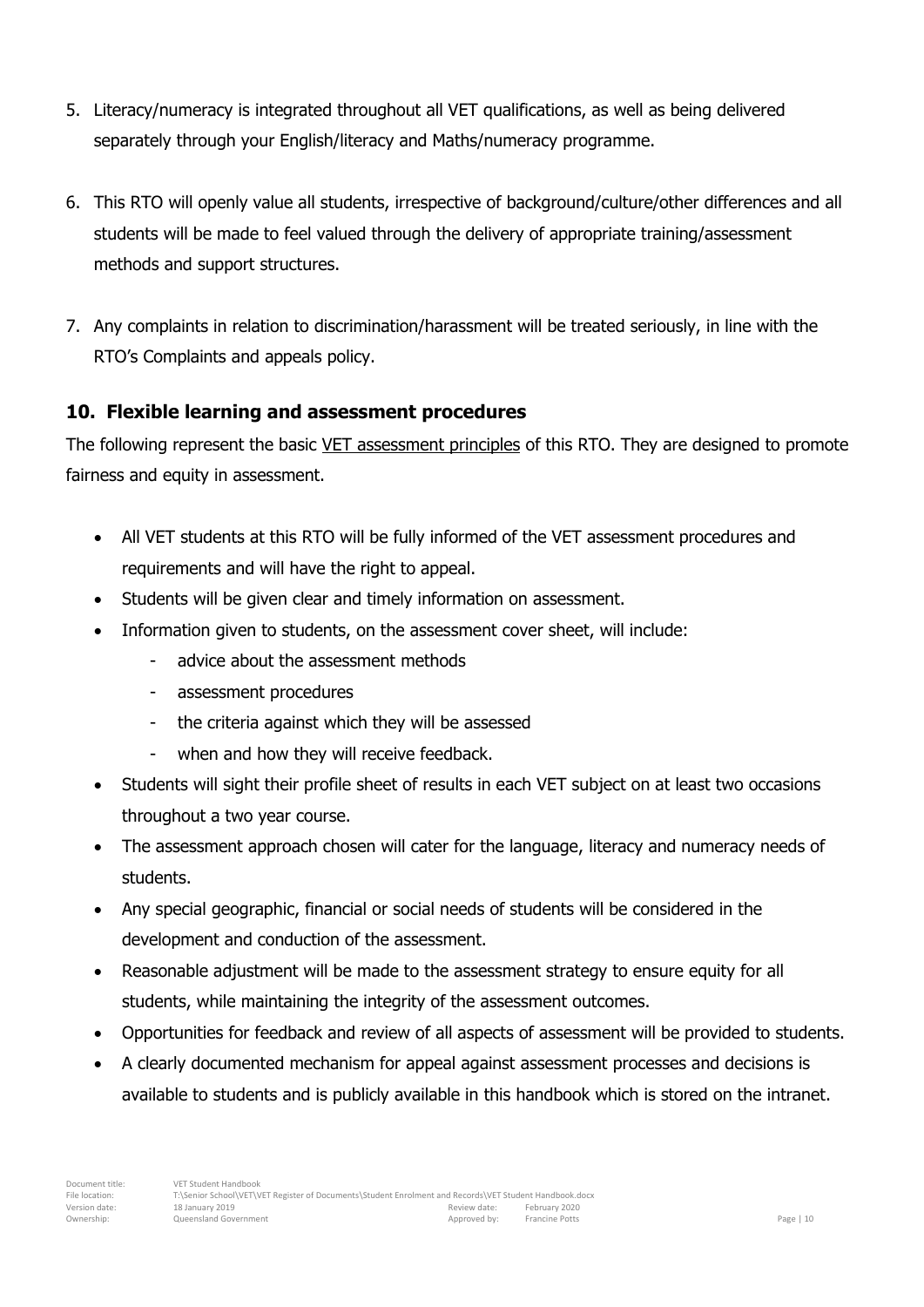5. Literacy/numeracy is integrated throughout all VET qualifications, as well as being delivered separately through your English/literacy and Maths/numeracy programme.

6. This RTO will openly value all students, irrespective of background/culture/other differences and all students will be made to feel valued through the delivery of appropriate training/assessment methods and support structures.

7. Any complaints in relation to discrimination/harassment will be treated seriously, in line with the RTO's Complaints and appeals policy.

## 10. Flexible learning and assessment procedures

The following represent the basic VET assessment principles of this RTO. They are designed to promote fairness and equity in assessment.

- All VET students at this RTO will be fully informed of the VET assessment procedures and requirements and will have the right to appeal.
- Students will be given clear and timely information on assessment.
- Information given to students, on the assessment cover sheet, will include:
  - advice about the assessment methods
  - assessment procedures
  - the criteria against which they will be assessed
  - when and how they will receive feedback.
- Students will sight their profile sheet of results in each VET subject on at least two occasions throughout a two year course.
- The assessment approach chosen will cater for the language, literacy and numeracy needs of students.
- Any special geographic, financial or social needs of students will be considered in the development and conduction of the assessment.
- Reasonable adjustment will be made to the assessment strategy to ensure equity for all students, while maintaining the integrity of the assessment outcomes.
- Opportunities for feedback and review of all aspects of assessment will be provided to students.
- A clearly documented mechanism for appeal against assessment processes and decisions is available to students and is publicly available in this handbook which is stored on the intranet.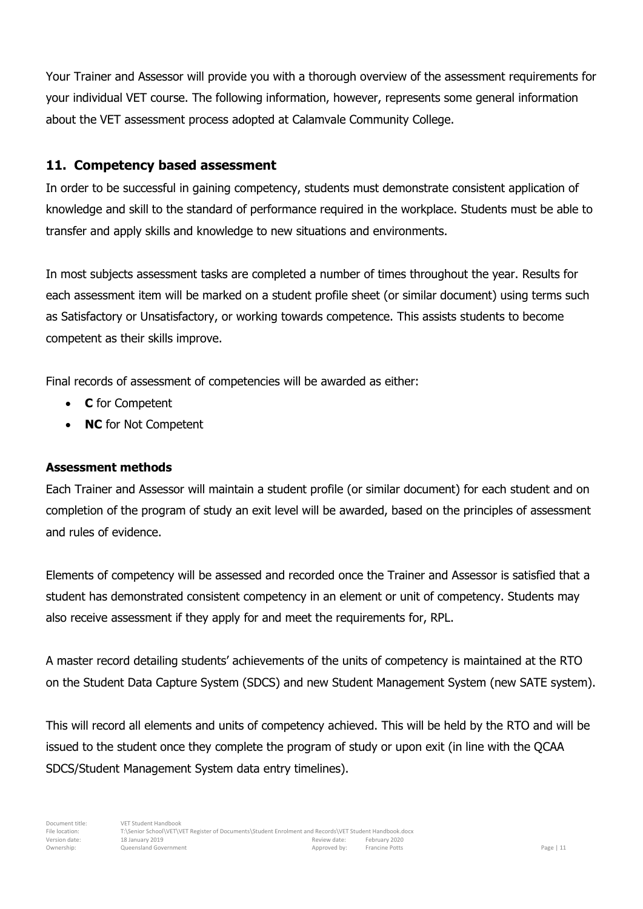Your Trainer and Assessor will provide you with a thorough overview of the assessment requirements for your individual VET course. The following information, however, represents some general information about the VET assessment process adopted at Calamvale Community College.

## 11. Competency based assessment

In order to be successful in gaining competency, students must demonstrate consistent application of knowledge and skill to the standard of performance required in the workplace. Students must be able to transfer and apply skills and knowledge to new situations and environments.

In most subjects assessment tasks are completed a number of times throughout the year. Results for each assessment item will be marked on a student profile sheet (or similar document) using terms such as Satisfactory or Unsatisfactory, or working towards competence. This assists students to become competent as their skills improve.

Final records of assessment of competencies will be awarded as either:

- **C** for Competent
- **NC** for Not Competent

### Assessment methods

Each Trainer and Assessor will maintain a student profile (or similar document) for each student and on completion of the program of study an exit level will be awarded, based on the principles of assessment and rules of evidence.

Elements of competency will be assessed and recorded once the Trainer and Assessor is satisfied that a student has demonstrated consistent competency in an element or unit of competency. Students may also receive assessment if they apply for and meet the requirements for, RPL.

A master record detailing students' achievements of the units of competency is maintained at the RTO on the Student Data Capture System (SDCS) and new Student Management System (new SATE system).

This will record all elements and units of competency achieved. This will be held by the RTO and will be issued to the student once they complete the program of study or upon exit (in line with the QCAA SDCS/Student Management System data entry timelines).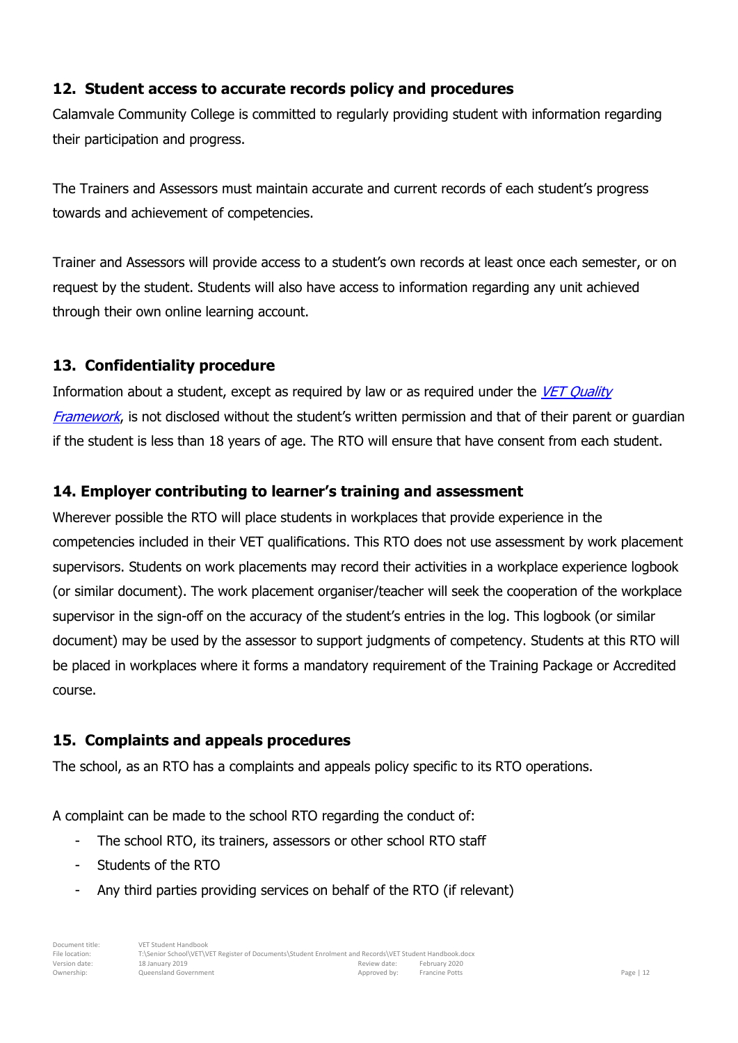## 12. Student access to accurate records policy and procedures

Calamvale Community College is committed to regularly providing student with information regarding their participation and progress.

The Trainers and Assessors must maintain accurate and current records of each student's progress towards and achievement of competencies.

Trainer and Assessors will provide access to a student's own records at least once each semester, or on request by the student. Students will also have access to information regarding any unit achieved through their own online learning account.

## 13. Confidentiality procedure

Information about a student, except as required by law or as required under the *VET Quality Framework*, is not disclosed without the student's written permission and that of their parent or guardian if the student is less than 18 years of age. The RTO will ensure that have consent from each student.

## 14. Employer contributing to learner's training and assessment

Wherever possible the RTO will place students in workplaces that provide experience in the competencies included in their VET qualifications. This RTO does not use assessment by work placement supervisors. Students on work placements may record their activities in a workplace experience logbook (or similar document). The work placement organiser/teacher will seek the cooperation of the workplace supervisor in the sign-off on the accuracy of the student's entries in the log. This logbook (or similar document) may be used by the assessor to support judgments of competency. Students at this RTO will be placed in workplaces where it forms a mandatory requirement of the Training Package or Accredited course.

## 15. Complaints and appeals procedures

The school, as an RTO has a complaints and appeals policy specific to its RTO operations.

A complaint can be made to the school RTO regarding the conduct of:

- The school RTO, its trainers, assessors or other school RTO staff
- Students of the RTO
- Any third parties providing services on behalf of the RTO (if relevant)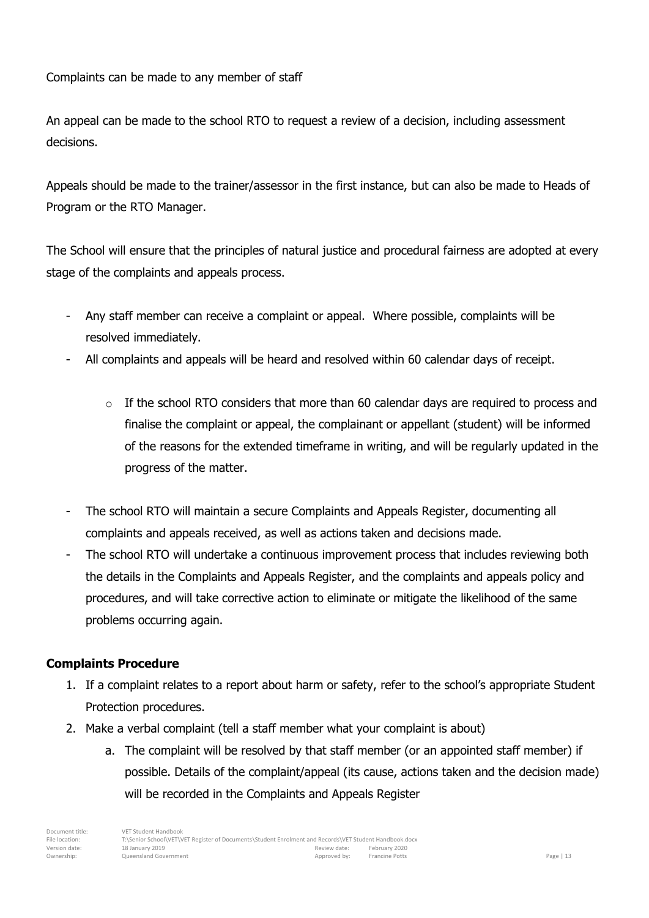Complaints can be made to any member of staff

An appeal can be made to the school RTO to request a review of a decision, including assessment decisions.

Appeals should be made to the trainer/assessor in the first instance, but can also be made to Heads of Program or the RTO Manager.

The School will ensure that the principles of natural justice and procedural fairness are adopted at every stage of the complaints and appeals process.

- Any staff member can receive a complaint or appeal. Where possible, complaints will be resolved immediately.
- All complaints and appeals will be heard and resolved within 60 calendar days of receipt.
  - If the school RTO considers that more than 60 calendar days are required to process and finalise the complaint or appeal, the complainant or appellant (student) will be informed of the reasons for the extended timeframe in writing, and will be regularly updated in the progress of the matter.
- The school RTO will maintain a secure Complaints and Appeals Register, documenting all complaints and appeals received, as well as actions taken and decisions made.
- The school RTO will undertake a continuous improvement process that includes reviewing both the details in the Complaints and Appeals Register, and the complaints and appeals policy and procedures, and will take corrective action to eliminate or mitigate the likelihood of the same problems occurring again.

**Complaints Procedure**

1. If a complaint relates to a report about harm or safety, refer to the school's appropriate Student Protection procedures.
2. Make a verbal complaint (tell a staff member what your complaint is about)
   a. The complaint will be resolved by that staff member (or an appointed staff member) if possible. Details of the complaint/appeal (its cause, actions taken and the decision made) will be recorded in the Complaints and Appeals Register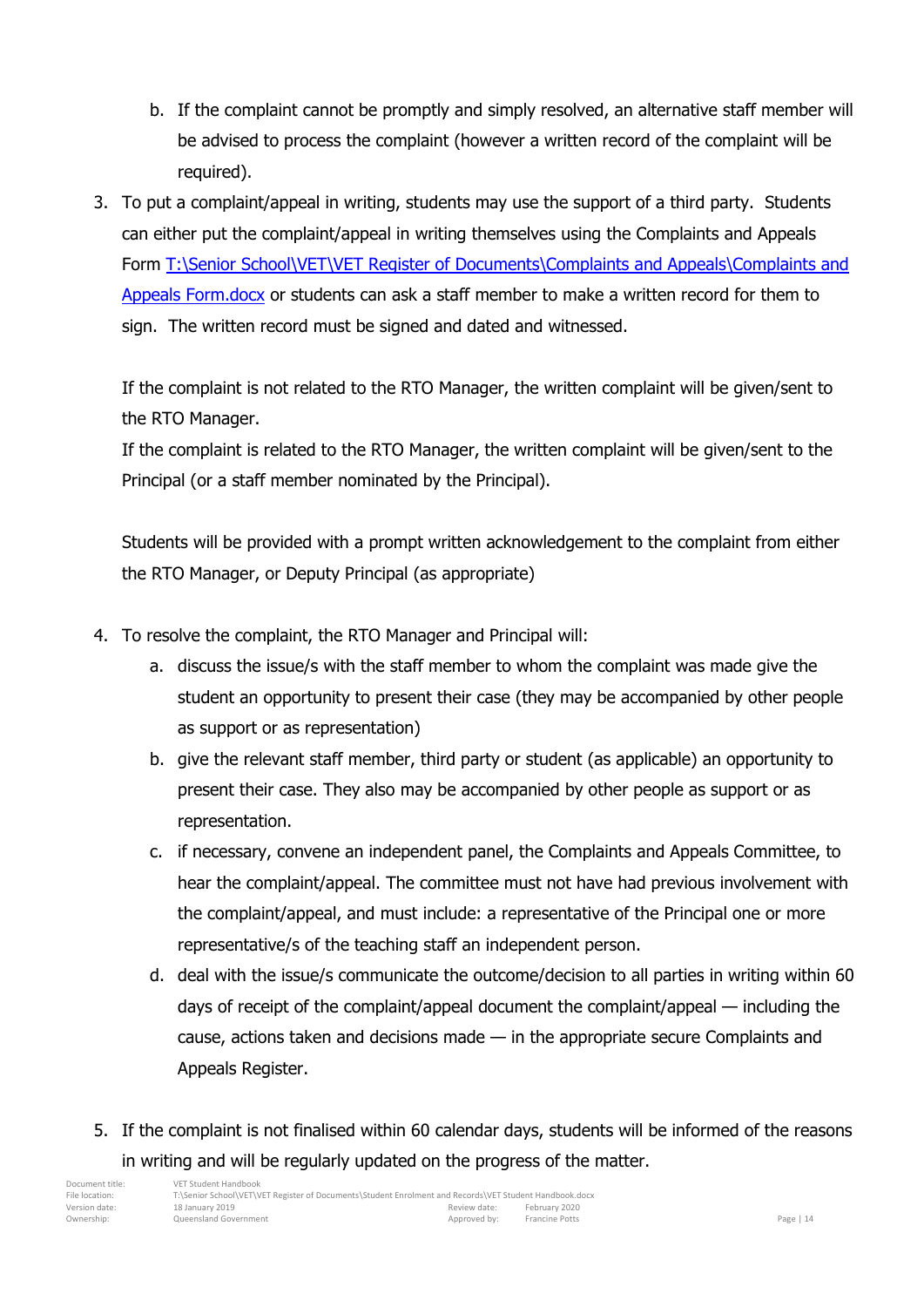b. If the complaint cannot be promptly and simply resolved, an alternative staff member will be advised to process the complaint (however a written record of the complaint will be required).

3. To put a complaint/appeal in writing, students may use the support of a third party. Students can either put the complaint/appeal in writing themselves using the Complaints and Appeals Form [T:\Senior School\VET\VET Register of Documents\Complaints and Appeals\Complaints and Appeals Form.docx]() or students can ask a staff member to make a written record for them to sign. The written record must be signed and dated and witnessed.

   If the complaint is not related to the RTO Manager, the written complaint will be given/sent to the RTO Manager.
   If the complaint is related to the RTO Manager, the written complaint will be given/sent to the Principal (or a staff member nominated by the Principal).

   Students will be provided with a prompt written acknowledgement to the complaint from either the RTO Manager, or Deputy Principal (as appropriate)

4. To resolve the complaint, the RTO Manager and Principal will:
   a. discuss the issue/s with the staff member to whom the complaint was made give the student an opportunity to present their case (they may be accompanied by other people as support or as representation)
   b. give the relevant staff member, third party or student (as applicable) an opportunity to present their case. They also may be accompanied by other people as support or as representation.
   c. if necessary, convene an independent panel, the Complaints and Appeals Committee, to hear the complaint/appeal. The committee must not have had previous involvement with the complaint/appeal, and must include: a representative of the Principal one or more representative/s of the teaching staff an independent person.
   d. deal with the issue/s communicate the outcome/decision to all parties in writing within 60 days of receipt of the complaint/appeal document the complaint/appeal — including the cause, actions taken and decisions made — in the appropriate secure Complaints and Appeals Register.

5. If the complaint is not finalised within 60 calendar days, students will be informed of the reasons in writing and will be regularly updated on the progress of the matter.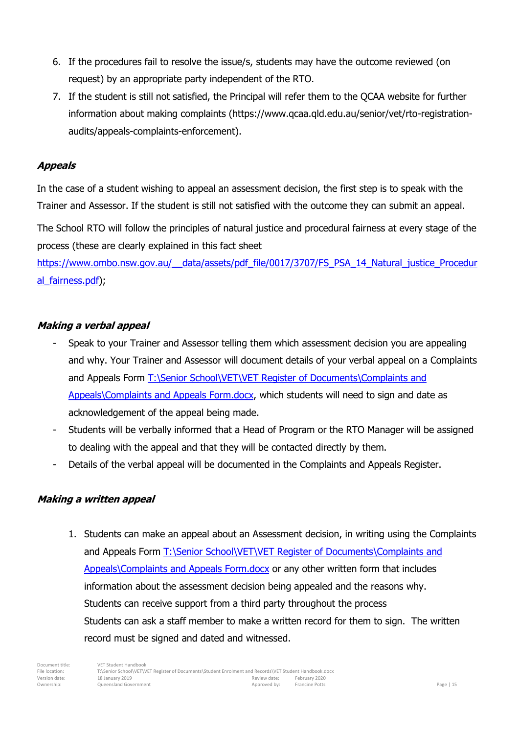6. If the procedures fail to resolve the issue/s, students may have the outcome reviewed (on request) by an appropriate party independent of the RTO.
7. If the student is still not satisfied, the Principal will refer them to the QCAA website for further information about making complaints (https://www.qcaa.qld.edu.au/senior/vet/rto-registration-audits/appeals-complaints-enforcement).

***Appeals***

In the case of a student wishing to appeal an assessment decision, the first step is to speak with the Trainer and Assessor. If the student is still not satisfied with the outcome they can submit an appeal.

The School RTO will follow the principles of natural justice and procedural fairness at every stage of the process (these are clearly explained in this fact sheet [https://www.ombo.nsw.gov.au/__data/assets/pdf_file/0017/3707/FS_PSA_14_Natural_justice_Procedural_fairness.pdf](https://www.ombo.nsw.gov.au/__data/assets/pdf_file/0017/3707/FS_PSA_14_Natural_justice_Procedural_fairness.pdf));

***Making a verbal appeal***

- Speak to your Trainer and Assessor telling them which assessment decision you are appealing and why. Your Trainer and Assessor will document details of your verbal appeal on a Complaints and Appeals Form T:\Senior School\VET\VET Register of Documents\Complaints and Appeals\Complaints and Appeals Form.docx, which students will need to sign and date as acknowledgement of the appeal being made.
- Students will be verbally informed that a Head of Program or the RTO Manager will be assigned to dealing with the appeal and that they will be contacted directly by them.
- Details of the verbal appeal will be documented in the Complaints and Appeals Register.

***Making a written appeal***

1. Students can make an appeal about an Assessment decision, in writing using the Complaints and Appeals Form T:\Senior School\VET\VET Register of Documents\Complaints and Appeals\Complaints and Appeals Form.docx or any other written form that includes information about the assessment decision being appealed and the reasons why.
   Students can receive support from a third party throughout the process
   Students can ask a staff member to make a written record for them to sign. The written record must be signed and dated and witnessed.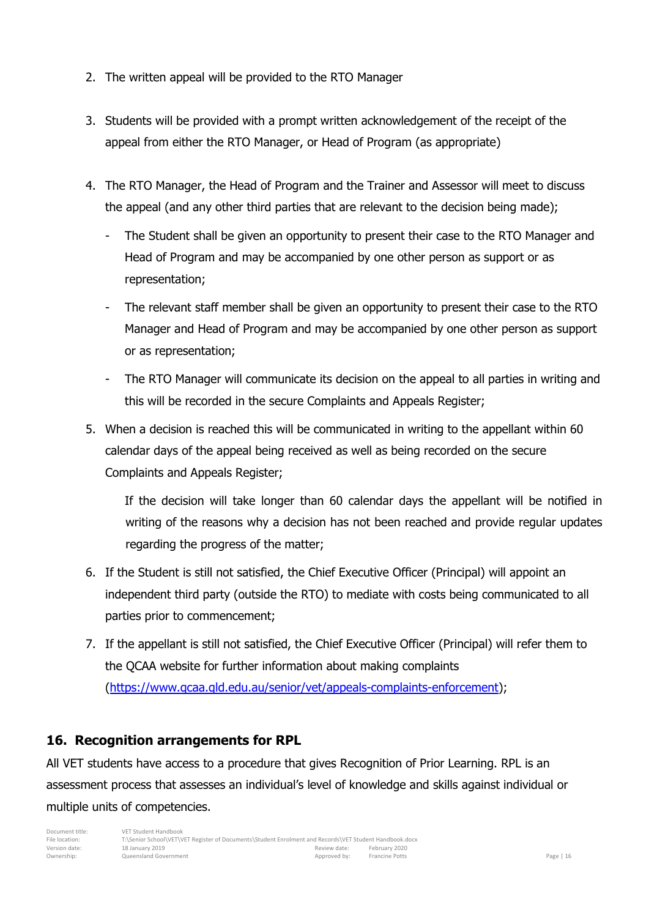2. The written appeal will be provided to the RTO Manager

3. Students will be provided with a prompt written acknowledgement of the receipt of the appeal from either the RTO Manager, or Head of Program (as appropriate)

4. The RTO Manager, the Head of Program and the Trainer and Assessor will meet to discuss the appeal (and any other third parties that are relevant to the decision being made);
   - The Student shall be given an opportunity to present their case to the RTO Manager and Head of Program and may be accompanied by one other person as support or as representation;
   - The relevant staff member shall be given an opportunity to present their case to the RTO Manager and Head of Program and may be accompanied by one other person as support or as representation;
   - The RTO Manager will communicate its decision on the appeal to all parties in writing and this will be recorded in the secure Complaints and Appeals Register;

5. When a decision is reached this will be communicated in writing to the appellant within 60 calendar days of the appeal being received as well as being recorded on the secure Complaints and Appeals Register;

   If the decision will take longer than 60 calendar days the appellant will be notified in writing of the reasons why a decision has not been reached and provide regular updates regarding the progress of the matter;

6. If the Student is still not satisfied, the Chief Executive Officer (Principal) will appoint an independent third party (outside the RTO) to mediate with costs being communicated to all parties prior to commencement;

7. If the appellant is still not satisfied, the Chief Executive Officer (Principal) will refer them to the QCAA website for further information about making complaints (https://www.qcaa.qld.edu.au/senior/vet/appeals-complaints-enforcement);

## 16. Recognition arrangements for RPL

All VET students have access to a procedure that gives Recognition of Prior Learning. RPL is an assessment process that assesses an individual's level of knowledge and skills against individual or multiple units of competencies.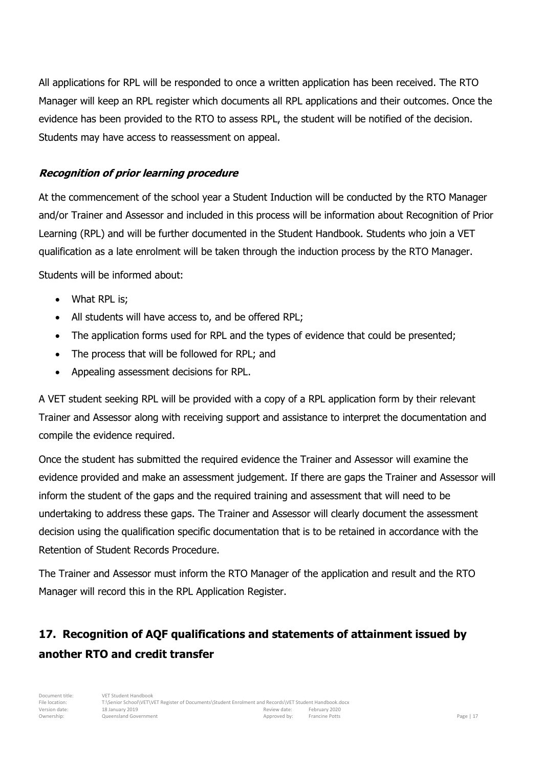All applications for RPL will be responded to once a written application has been received. The RTO Manager will keep an RPL register which documents all RPL applications and their outcomes. Once the evidence has been provided to the RTO to assess RPL, the student will be notified of the decision. Students may have access to reassessment on appeal.

### ***Recognition of prior learning procedure***

At the commencement of the school year a Student Induction will be conducted by the RTO Manager and/or Trainer and Assessor and included in this process will be information about Recognition of Prior Learning (RPL) and will be further documented in the Student Handbook. Students who join a VET qualification as a late enrolment will be taken through the induction process by the RTO Manager.

Students will be informed about:

- What RPL is;
- All students will have access to, and be offered RPL;
- The application forms used for RPL and the types of evidence that could be presented;
- The process that will be followed for RPL; and
- Appealing assessment decisions for RPL.

A VET student seeking RPL will be provided with a copy of a RPL application form by their relevant Trainer and Assessor along with receiving support and assistance to interpret the documentation and compile the evidence required.

Once the student has submitted the required evidence the Trainer and Assessor will examine the evidence provided and make an assessment judgement. If there are gaps the Trainer and Assessor will inform the student of the gaps and the required training and assessment that will need to be undertaking to address these gaps. The Trainer and Assessor will clearly document the assessment decision using the qualification specific documentation that is to be retained in accordance with the Retention of Student Records Procedure.

The Trainer and Assessor must inform the RTO Manager of the application and result and the RTO Manager will record this in the RPL Application Register.

## 17. Recognition of AQF qualifications and statements of attainment issued by another RTO and credit transfer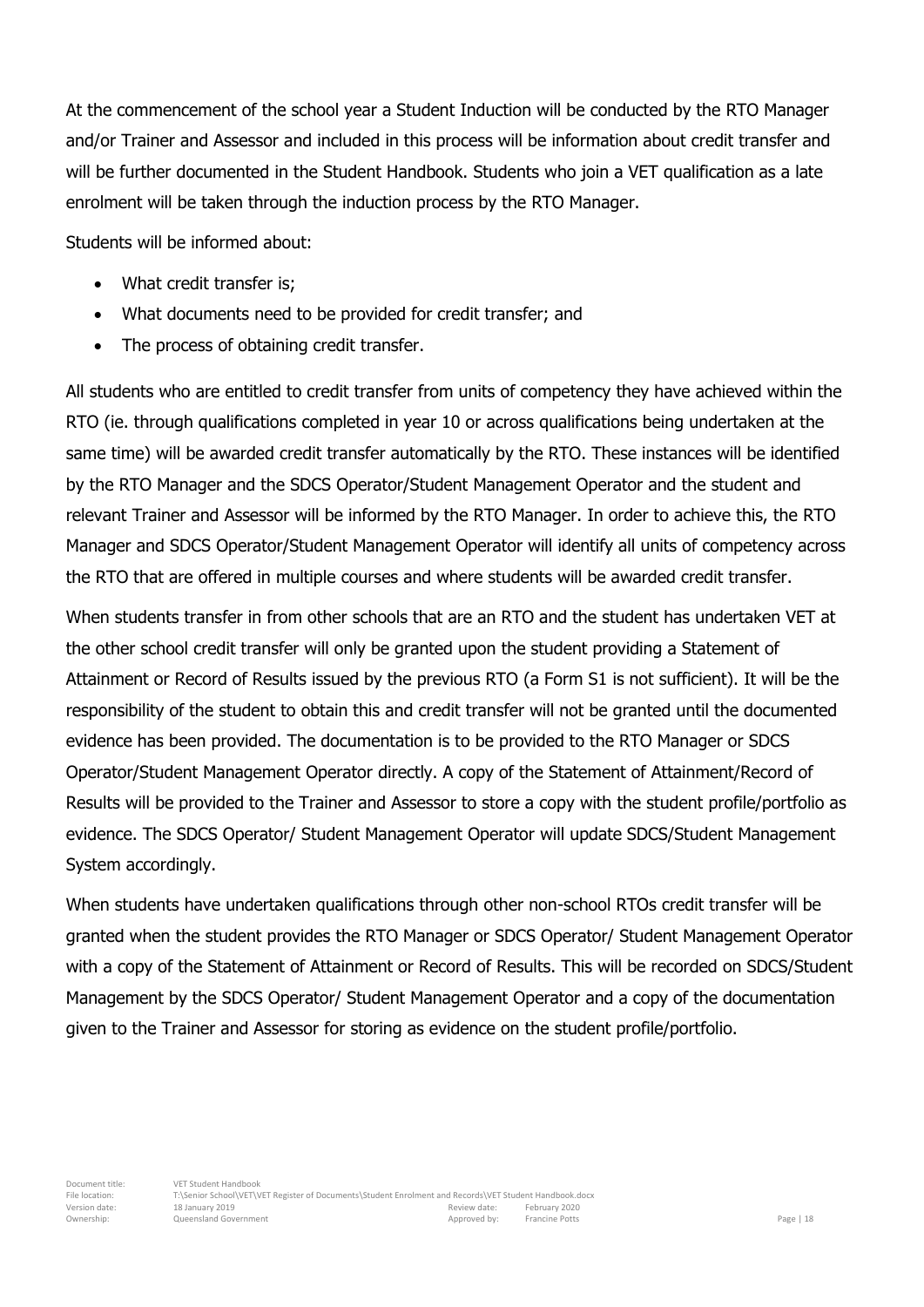At the commencement of the school year a Student Induction will be conducted by the RTO Manager and/or Trainer and Assessor and included in this process will be information about credit transfer and will be further documented in the Student Handbook. Students who join a VET qualification as a late enrolment will be taken through the induction process by the RTO Manager.

Students will be informed about:

- What credit transfer is;
- What documents need to be provided for credit transfer; and
- The process of obtaining credit transfer.

All students who are entitled to credit transfer from units of competency they have achieved within the RTO (ie. through qualifications completed in year 10 or across qualifications being undertaken at the same time) will be awarded credit transfer automatically by the RTO. These instances will be identified by the RTO Manager and the SDCS Operator/Student Management Operator and the student and relevant Trainer and Assessor will be informed by the RTO Manager. In order to achieve this, the RTO Manager and SDCS Operator/Student Management Operator will identify all units of competency across the RTO that are offered in multiple courses and where students will be awarded credit transfer.

When students transfer in from other schools that are an RTO and the student has undertaken VET at the other school credit transfer will only be granted upon the student providing a Statement of Attainment or Record of Results issued by the previous RTO (a Form S1 is not sufficient). It will be the responsibility of the student to obtain this and credit transfer will not be granted until the documented evidence has been provided. The documentation is to be provided to the RTO Manager or SDCS Operator/Student Management Operator directly. A copy of the Statement of Attainment/Record of Results will be provided to the Trainer and Assessor to store a copy with the student profile/portfolio as evidence. The SDCS Operator/ Student Management Operator will update SDCS/Student Management System accordingly.

When students have undertaken qualifications through other non-school RTOs credit transfer will be granted when the student provides the RTO Manager or SDCS Operator/ Student Management Operator with a copy of the Statement of Attainment or Record of Results. This will be recorded on SDCS/Student Management by the SDCS Operator/ Student Management Operator and a copy of the documentation given to the Trainer and Assessor for storing as evidence on the student profile/portfolio.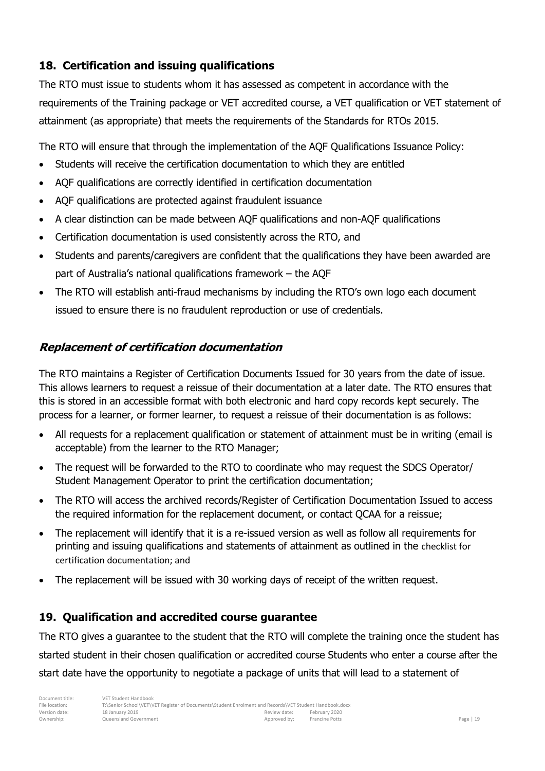## 18. Certification and issuing qualifications

The RTO must issue to students whom it has assessed as competent in accordance with the requirements of the Training package or VET accredited course, a VET qualification or VET statement of attainment (as appropriate) that meets the requirements of the Standards for RTOs 2015.

The RTO will ensure that through the implementation of the AQF Qualifications Issuance Policy:

- Students will receive the certification documentation to which they are entitled
- AQF qualifications are correctly identified in certification documentation
- AQF qualifications are protected against fraudulent issuance
- A clear distinction can be made between AQF qualifications and non-AQF qualifications
- Certification documentation is used consistently across the RTO, and
- Students and parents/caregivers are confident that the qualifications they have been awarded are part of Australia's national qualifications framework – the AQF
- The RTO will establish anti-fraud mechanisms by including the RTO's own logo each document issued to ensure there is no fraudulent reproduction or use of credentials.

### *Replacement of certification documentation*

The RTO maintains a Register of Certification Documents Issued for 30 years from the date of issue. This allows learners to request a reissue of their documentation at a later date. The RTO ensures that this is stored in an accessible format with both electronic and hard copy records kept securely. The process for a learner, or former learner, to request a reissue of their documentation is as follows:

- All requests for a replacement qualification or statement of attainment must be in writing (email is acceptable) from the learner to the RTO Manager;
- The request will be forwarded to the RTO to coordinate who may request the SDCS Operator/ Student Management Operator to print the certification documentation;
- The RTO will access the archived records/Register of Certification Documentation Issued to access the required information for the replacement document, or contact QCAA for a reissue;
- The replacement will identify that it is a re-issued version as well as follow all requirements for printing and issuing qualifications and statements of attainment as outlined in the checklist for certification documentation; and
- The replacement will be issued with 30 working days of receipt of the written request.

## 19. Qualification and accredited course guarantee

The RTO gives a guarantee to the student that the RTO will complete the training once the student has started student in their chosen qualification or accredited course Students who enter a course after the start date have the opportunity to negotiate a package of units that will lead to a statement of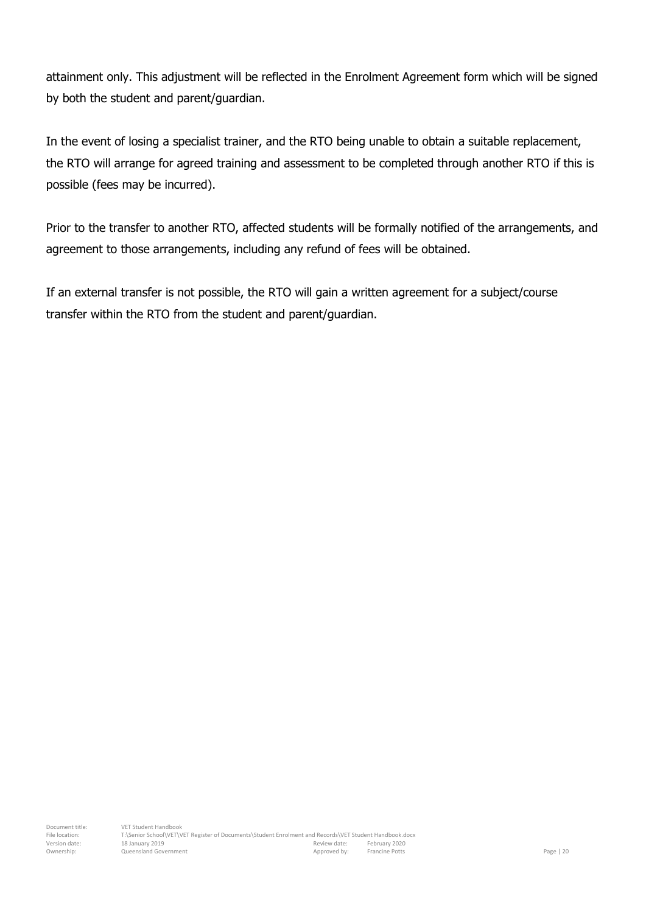attainment only. This adjustment will be reflected in the Enrolment Agreement form which will be signed by both the student and parent/guardian.

In the event of losing a specialist trainer, and the RTO being unable to obtain a suitable replacement, the RTO will arrange for agreed training and assessment to be completed through another RTO if this is possible (fees may be incurred).

Prior to the transfer to another RTO, affected students will be formally notified of the arrangements, and agreement to those arrangements, including any refund of fees will be obtained.

If an external transfer is not possible, the RTO will gain a written agreement for a subject/course transfer within the RTO from the student and parent/guardian.